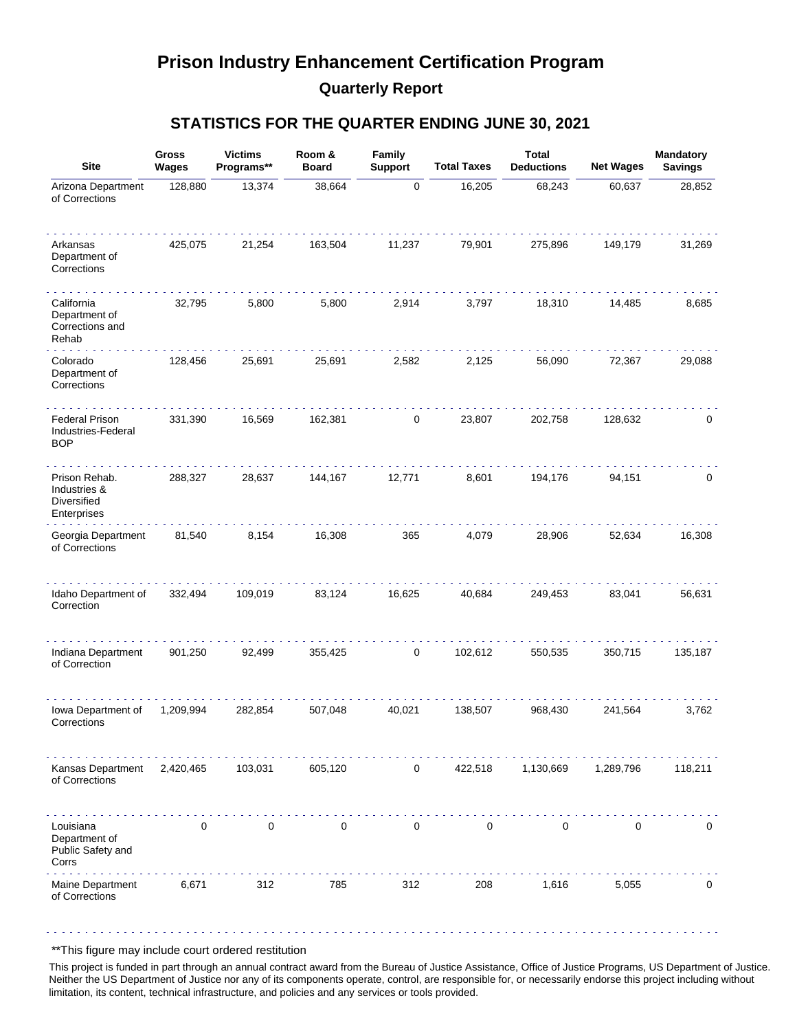# Prison Industry Enhancement Certification Program

## Quarterly Report

## STATISTICS FOR THE QUARTER ENDING JUNE 30, 2021

| Site | Gross Wages | Victims Programs** | Room & Board | Family Support | Total Taxes | Total Deductions | Net Wages | Mandatory Savings |
|---|---|---|---|---|---|---|---|---|
| Arizona Department of Corrections | 128,880 | 13,374 | 38,664 | 0 | 16,205 | 68,243 | 60,637 | 28,852 |
| Arkansas Department of Corrections | 425,075 | 21,254 | 163,504 | 11,237 | 79,901 | 275,896 | 149,179 | 31,269 |
| California Department of Corrections and Rehab | 32,795 | 5,800 | 5,800 | 2,914 | 3,797 | 18,310 | 14,485 | 8,685 |
| Colorado Department of Corrections | 128,456 | 25,691 | 25,691 | 2,582 | 2,125 | 56,090 | 72,367 | 29,088 |
| Federal Prison Industries-Federal BOP | 331,390 | 16,569 | 162,381 | 0 | 23,807 | 202,758 | 128,632 | 0 |
| Prison Rehab. Industries & Diversified Enterprises | 288,327 | 28,637 | 144,167 | 12,771 | 8,601 | 194,176 | 94,151 | 0 |
| Georgia Department of Corrections | 81,540 | 8,154 | 16,308 | 365 | 4,079 | 28,906 | 52,634 | 16,308 |
| Idaho Department of Correction | 332,494 | 109,019 | 83,124 | 16,625 | 40,684 | 249,453 | 83,041 | 56,631 |
| Indiana Department of Correction | 901,250 | 92,499 | 355,425 | 0 | 102,612 | 550,535 | 350,715 | 135,187 |
| Iowa Department of Corrections | 1,209,994 | 282,854 | 507,048 | 40,021 | 138,507 | 968,430 | 241,564 | 3,762 |
| Kansas Department of Corrections | 2,420,465 | 103,031 | 605,120 | 0 | 422,518 | 1,130,669 | 1,289,796 | 118,211 |
| Louisiana Department of Public Safety and Corrs | 0 | 0 | 0 | 0 | 0 | 0 | 0 | 0 |
| Maine Department of Corrections | 6,671 | 312 | 785 | 312 | 208 | 1,616 | 5,055 | 0 |

**This figure may include court ordered restitution

This project is funded in part through an annual contract award from the Bureau of Justice Assistance, Office of Justice Programs, US Department of Justice. Neither the US Department of Justice nor any of its components operate, control, are responsible for, or necessarily endorse this project including without limitation, its content, technical infrastructure, and policies and any services or tools provided.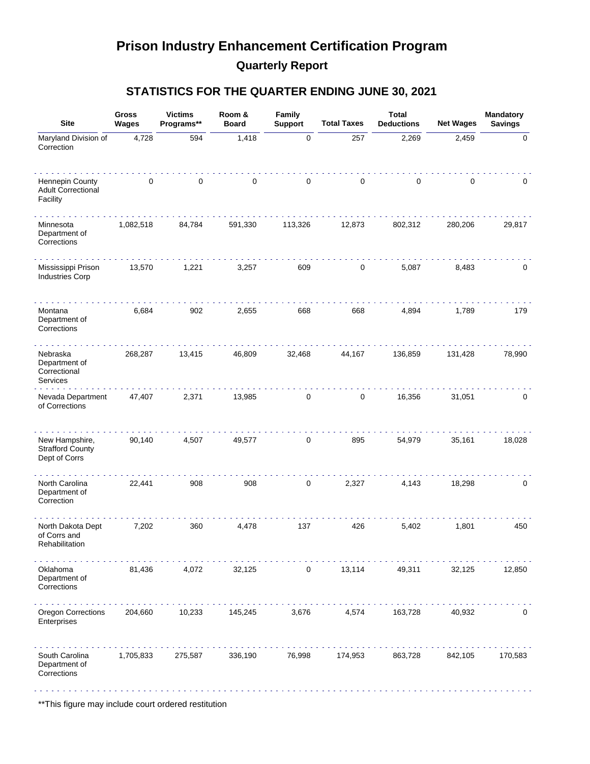# Prison Industry Enhancement Certification Program

## Quarterly Report

### STATISTICS FOR THE QUARTER ENDING JUNE 30, 2021

| Site | Gross Wages | Victims Programs** | Room & Board | Family Support | Total Taxes | Total Deductions | Net Wages | Mandatory Savings |
|---|---|---|---|---|---|---|---|---|
| Maryland Division of Correction | 4,728 | 594 | 1,418 | 0 | 257 | 2,269 | 2,459 | 0 |
| Hennepin County Adult Correctional Facility | 0 | 0 | 0 | 0 | 0 | 0 | 0 | 0 |
| Minnesota Department of Corrections | 1,082,518 | 84,784 | 591,330 | 113,326 | 12,873 | 802,312 | 280,206 | 29,817 |
| Mississippi Prison Industries Corp | 13,570 | 1,221 | 3,257 | 609 | 0 | 5,087 | 8,483 | 0 |
| Montana Department of Corrections | 6,684 | 902 | 2,655 | 668 | 668 | 4,894 | 1,789 | 179 |
| Nebraska Department of Correctional Services | 268,287 | 13,415 | 46,809 | 32,468 | 44,167 | 136,859 | 131,428 | 78,990 |
| Nevada Department of Corrections | 47,407 | 2,371 | 13,985 | 0 | 0 | 16,356 | 31,051 | 0 |
| New Hampshire, Strafford County Dept of Corrs | 90,140 | 4,507 | 49,577 | 0 | 895 | 54,979 | 35,161 | 18,028 |
| North Carolina Department of Correction | 22,441 | 908 | 908 | 0 | 2,327 | 4,143 | 18,298 | 0 |
| North Dakota Dept of Corrs and Rehabilitation | 7,202 | 360 | 4,478 | 137 | 426 | 5,402 | 1,801 | 450 |
| Oklahoma Department of Corrections | 81,436 | 4,072 | 32,125 | 0 | 13,114 | 49,311 | 32,125 | 12,850 |
| Oregon Corrections Enterprises | 204,660 | 10,233 | 145,245 | 3,676 | 4,574 | 163,728 | 40,932 | 0 |
| South Carolina Department of Corrections | 1,705,833 | 275,587 | 336,190 | 76,998 | 174,953 | 863,728 | 842,105 | 170,583 |

**This figure may include court ordered restitution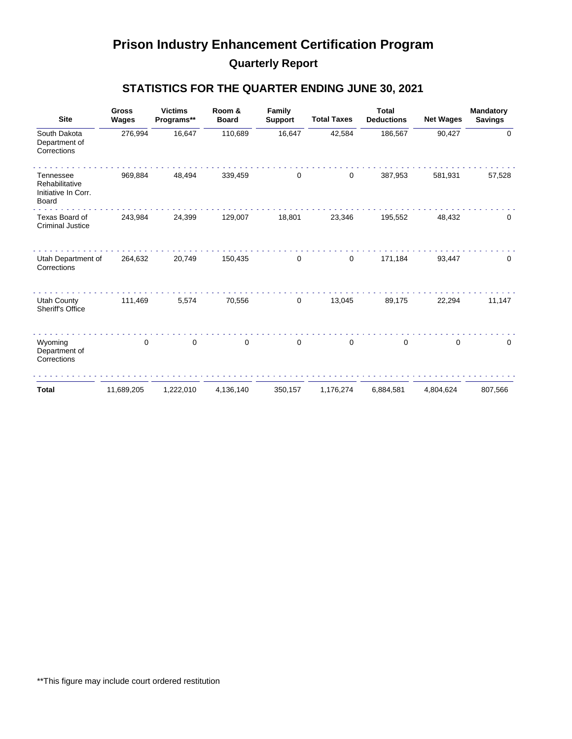# Prison Industry Enhancement Certification Program

## Quarterly Report

## STATISTICS FOR THE QUARTER ENDING JUNE 30, 2021

| Site | Gross Wages | Victims Programs** | Room & Board | Family Support | Total Taxes | Total Deductions | Net Wages | Mandatory Savings |
|---|---|---|---|---|---|---|---|---|
| South Dakota Department of Corrections | 276,994 | 16,647 | 110,689 | 16,647 | 42,584 | 186,567 | 90,427 | 0 |
| Tennessee Rehabilitative Initiative In Corr. Board | 969,884 | 48,494 | 339,459 | 0 | 0 | 387,953 | 581,931 | 57,528 |
| Texas Board of Criminal Justice | 243,984 | 24,399 | 129,007 | 18,801 | 23,346 | 195,552 | 48,432 | 0 |
| Utah Department of Corrections | 264,632 | 20,749 | 150,435 | 0 | 0 | 171,184 | 93,447 | 0 |
| Utah County Sheriff's Office | 111,469 | 5,574 | 70,556 | 0 | 13,045 | 89,175 | 22,294 | 11,147 |
| Wyoming Department of Corrections | 0 | 0 | 0 | 0 | 0 | 0 | 0 | 0 |
| **Total** | 11,689,205 | 1,222,010 | 4,136,140 | 350,157 | 1,176,274 | 6,884,581 | 4,804,624 | 807,566 |

**This figure may include court ordered restitution